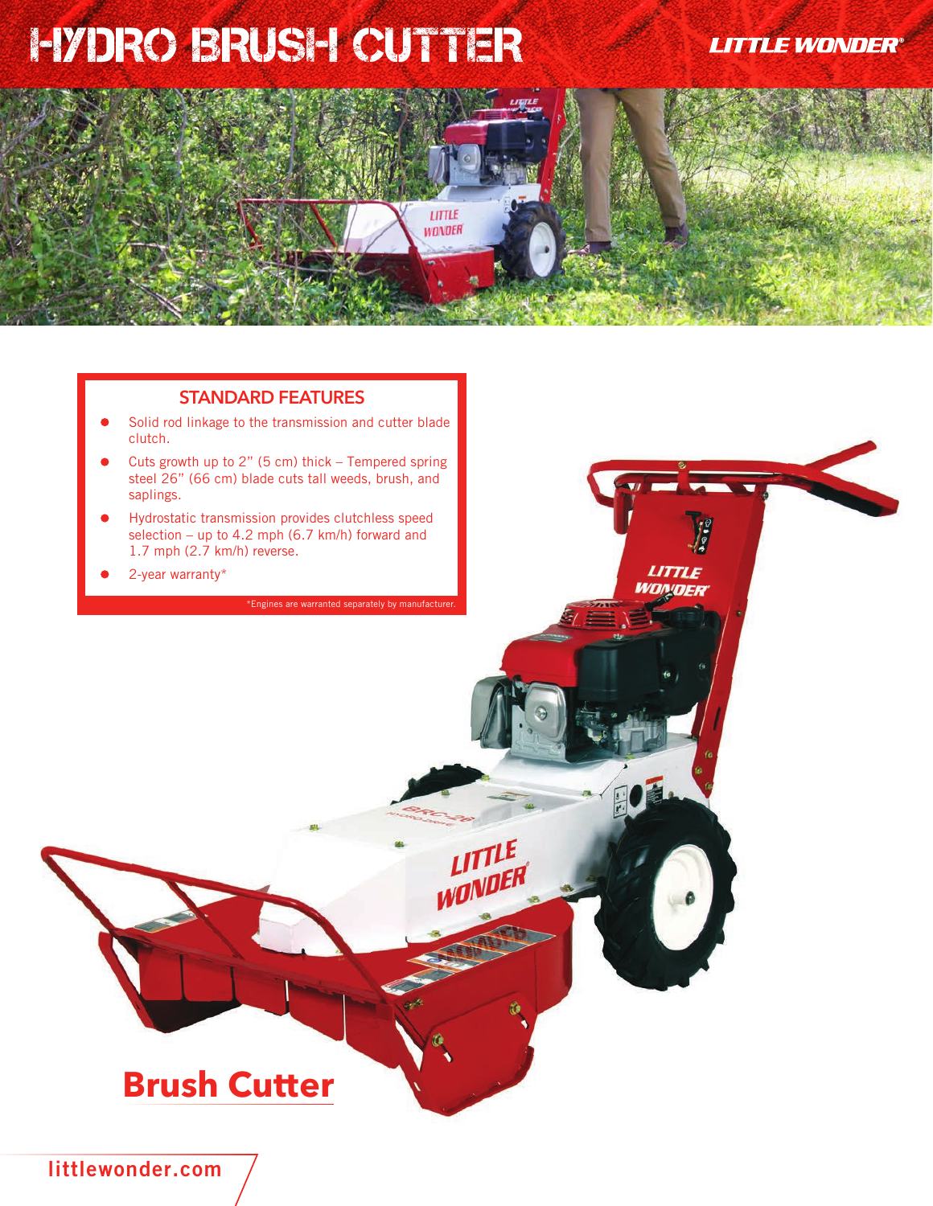# HYDRO BRUSH CUTTER

LITTLE WONDER®

## STANDARD FEATURES

- Solid rod linkage to the transmission and cutter blade clutch.
- Cuts growth up to 2" (5 cm) thick – Tempered spring steel 26" (66 cm) blade cuts tall weeds, brush, and saplings.
- Hydrostatic transmission provides clutchless speed selection – up to 4.2 mph (6.7 km/h) forward and 1.7 mph (2.7 km/h) reverse.
- 2-year warranty*

*Engines are warranted separately by manufacturer.

## Brush Cutter

littlewonder.com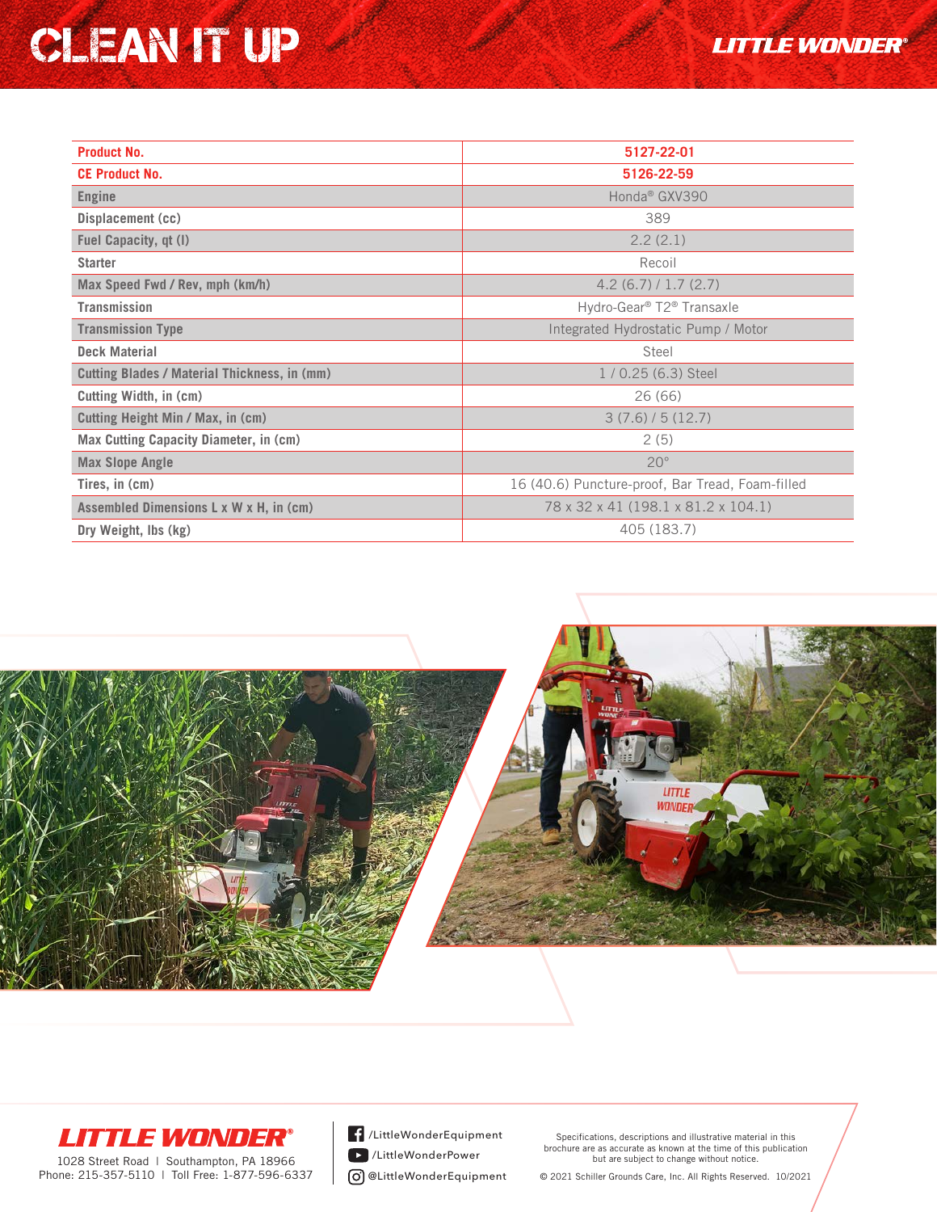# CLEAN IT UP

LITTLE WONDER®

| Product No. | 5127-22-01 |
|---|---|
| CE Product No. | 5126-22-59 |
| Engine | Honda® GXV390 |
| Displacement (cc) | 389 |
| Fuel Capacity, qt (l) | 2.2 (2.1) |
| Starter | Recoil |
| Max Speed Fwd / Rev, mph (km/h) | 4.2 (6.7) / 1.7 (2.7) |
| Transmission | Hydro-Gear® T2® Transaxle |
| Transmission Type | Integrated Hydrostatic Pump / Motor |
| Deck Material | Steel |
| Cutting Blades / Material Thickness, in (mm) | 1 / 0.25 (6.3) Steel |
| Cutting Width, in (cm) | 26 (66) |
| Cutting Height Min / Max, in (cm) | 3 (7.6) / 5 (12.7) |
| Max Cutting Capacity Diameter, in (cm) | 2 (5) |
| Max Slope Angle | 20° |
| Tires, in (cm) | 16 (40.6) Puncture-proof, Bar Tread, Foam-filled |
| Assembled Dimensions L x W x H, in (cm) | 78 x 32 x 41 (198.1 x 81.2 x 104.1) |
| Dry Weight, lbs (kg) | 405 (183.7) |

LITTLE WONDER®
1028 Street Road | Southampton, PA 18966
Phone: 215-357-5110 | Toll Free: 1-877-596-6337

/LittleWonderEquipment
/LittleWonderPower
@LittleWonderEquipment

Specifications, descriptions and illustrative material in this brochure are as accurate as known at the time of this publication but are subject to change without notice.

© 2021 Schiller Grounds Care, Inc. All Rights Reserved. 10/2021